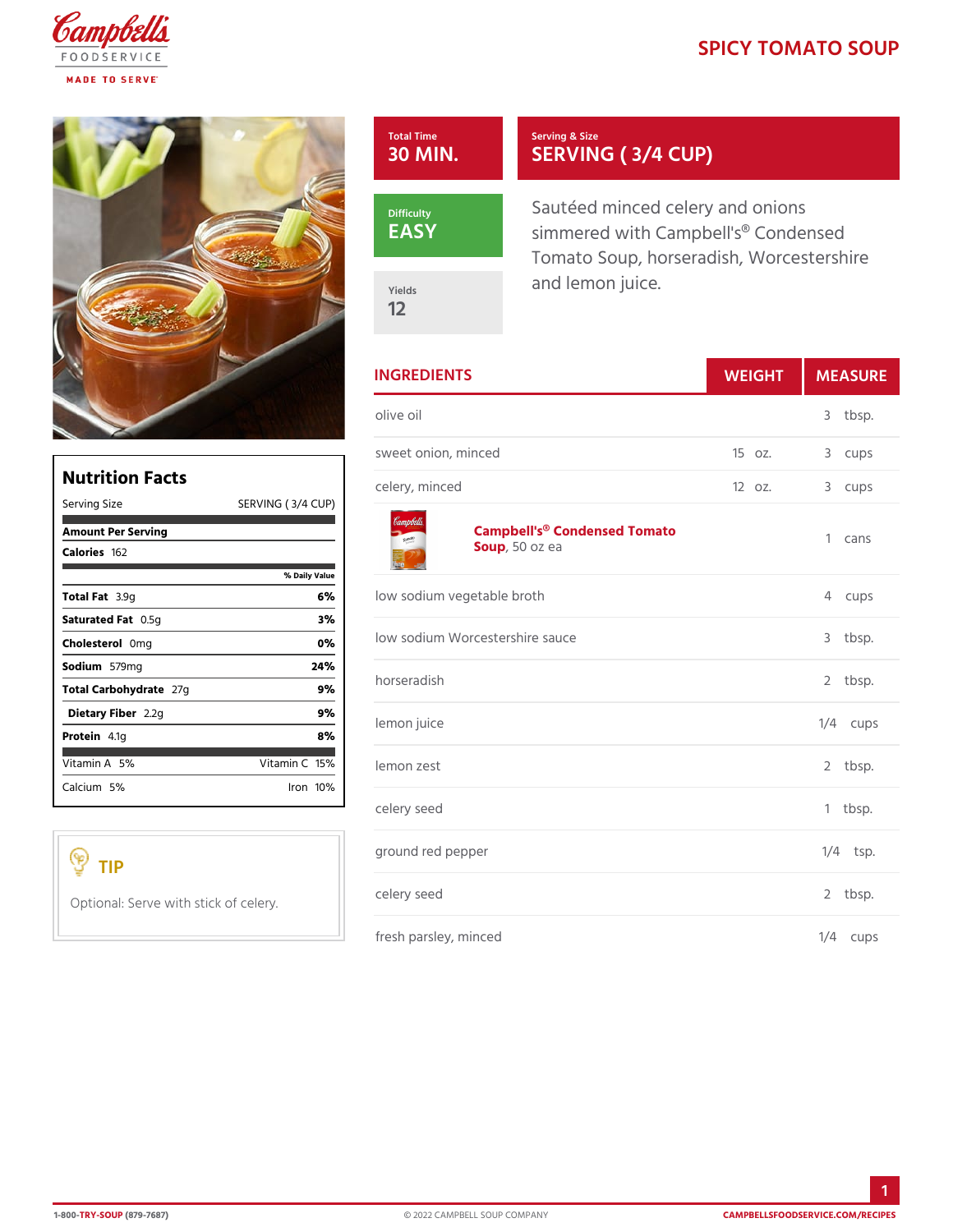# SPICY TOMATO SOUP

**Total Time**
30 MIN.

**Serving & Size**
SERVING ( 3/4 CUP)

**Difficulty**
EASY

**Yields**
12

Sautéed minced celery and onions simmered with Campbell's® Condensed Tomato Soup, horseradish, Worcestershire and lemon juice.

## INGREDIENTS

| INGREDIENTS | WEIGHT | MEASURE |
|---|---|---|
| olive oil | | 3 tbsp. |
| sweet onion, minced | 15 oz. | 3 cups |
| celery, minced | 12 oz. | 3 cups |
| **Campbell's® Condensed Tomato Soup**, 50 oz ea | | 1 cans |
| low sodium vegetable broth | | 4 cups |
| low sodium Worcestershire sauce | | 3 tbsp. |
| horseradish | | 2 tbsp. |
| lemon juice | | 1/4 cups |
| lemon zest | | 2 tbsp. |
| celery seed | | 1 tbsp. |
| ground red pepper | | 1/4 tsp. |
| celery seed | | 2 tbsp. |
| fresh parsley, minced | | 1/4 cups |

## Nutrition Facts

Serving Size SERVING ( 3/4 CUP)

**Amount Per Serving**

**Calories** 162

| | % Daily Value |
|---|---|
| **Total Fat** 3.9g | **6%** |
| **Saturated Fat** 0.5g | **3%** |
| **Cholesterol** 0mg | **0%** |
| **Sodium** 579mg | **24%** |
| **Total Carbohydrate** 27g | **9%** |
| **Dietary Fiber** 2.2g | **9%** |
| **Protein** 4.1g | **8%** |

| | |
|---|---|
| Vitamin A 5% | Vitamin C 15% |
| Calcium 5% | Iron 10% |

## TIP

Optional: Serve with stick of celery.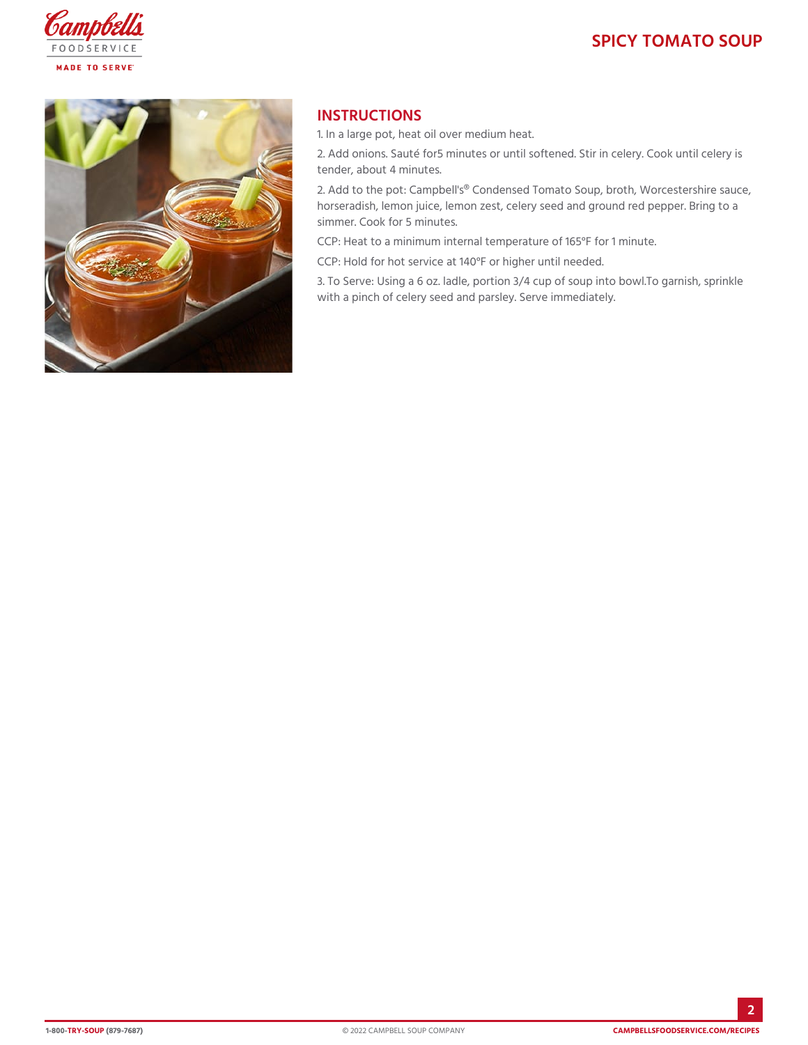## INSTRUCTIONS

1. In a large pot, heat oil over medium heat.

2. Add onions. Sauté for5 minutes or until softened. Stir in celery. Cook until celery is tender, about 4 minutes.

2. Add to the pot: Campbell's® Condensed Tomato Soup, broth, Worcestershire sauce, horseradish, lemon juice, lemon zest, celery seed and ground red pepper. Bring to a simmer. Cook for 5 minutes.

CCP: Heat to a minimum internal temperature of 165°F for 1 minute.

CCP: Hold for hot service at 140°F or higher until needed.

3. To Serve: Using a 6 oz. ladle, portion 3/4 cup of soup into bowl.To garnish, sprinkle with a pinch of celery seed and parsley. Serve immediately.